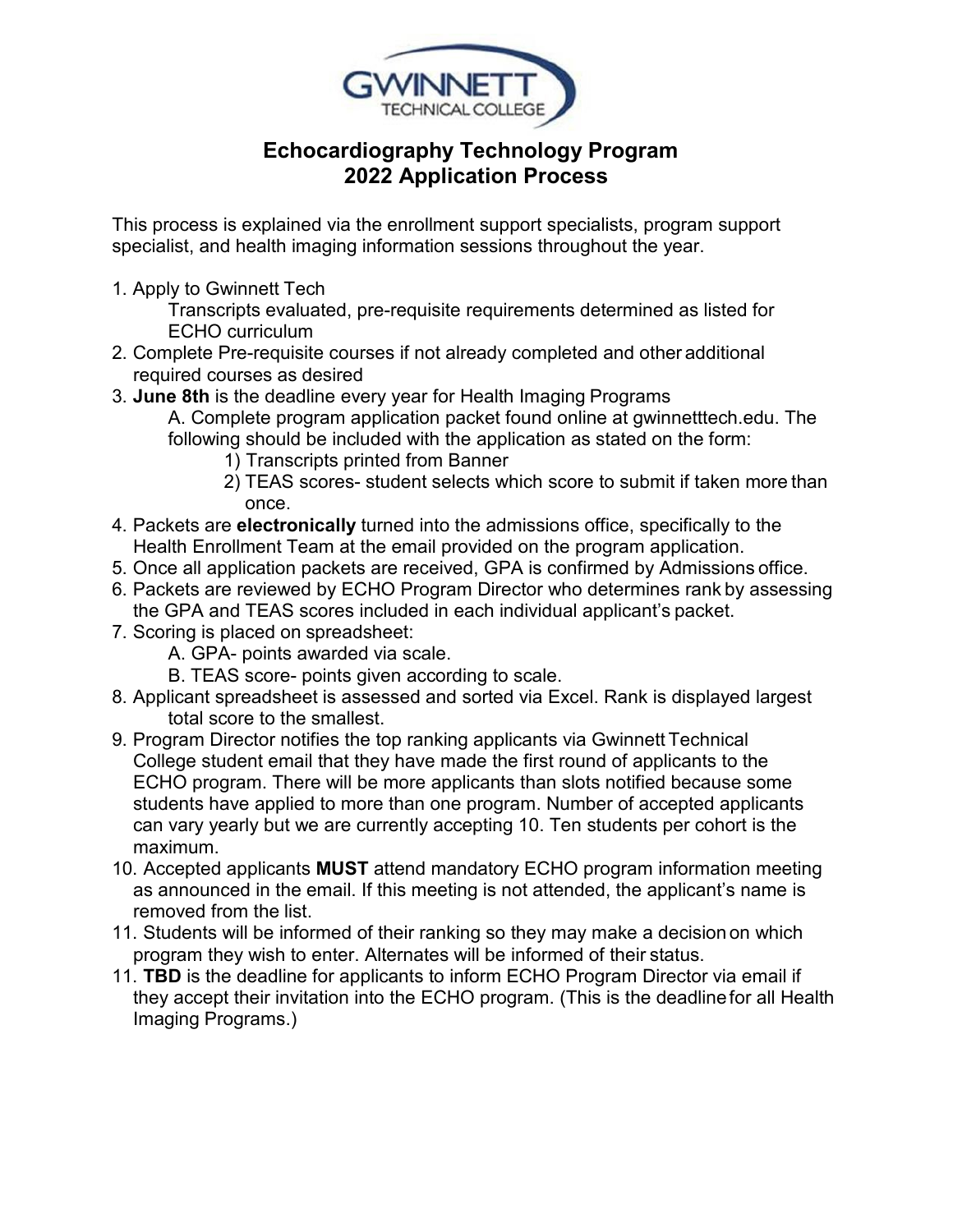GWINNETT TECHNICAL COLLEGE

# Echocardiography Technology Program
## 2022 Application Process

This process is explained via the enrollment support specialists, program support specialist, and health imaging information sessions throughout the year.

1. Apply to Gwinnett Tech
   Transcripts evaluated, pre-requisite requirements determined as listed for ECHO curriculum
2. Complete Pre-requisite courses if not already completed and other additional required courses as desired
3. **June 8th** is the deadline every year for Health Imaging Programs
   A. Complete program application packet found online at gwinnetttech.edu. The following should be included with the application as stated on the form:
      1) Transcripts printed from Banner
      2) TEAS scores- student selects which score to submit if taken more than once.
4. Packets are **electronically** turned into the admissions office, specifically to the Health Enrollment Team at the email provided on the program application.
5. Once all application packets are received, GPA is confirmed by Admissions office.
6. Packets are reviewed by ECHO Program Director who determines rank by assessing the GPA and TEAS scores included in each individual applicant's packet.
7. Scoring is placed on spreadsheet:
   A. GPA- points awarded via scale.
   B. TEAS score- points given according to scale.
8. Applicant spreadsheet is assessed and sorted via Excel. Rank is displayed largest total score to the smallest.
9. Program Director notifies the top ranking applicants via Gwinnett Technical College student email that they have made the first round of applicants to the ECHO program. There will be more applicants than slots notified because some students have applied to more than one program. Number of accepted applicants can vary yearly but we are currently accepting 10. Ten students per cohort is the maximum.
10. Accepted applicants **MUST** attend mandatory ECHO program information meeting as announced in the email. If this meeting is not attended, the applicant's name is removed from the list.
11. Students will be informed of their ranking so they may make a decision on which program they wish to enter. Alternates will be informed of their status.
11. **TBD** is the deadline for applicants to inform ECHO Program Director via email if they accept their invitation into the ECHO program. (This is the deadline for all Health Imaging Programs.)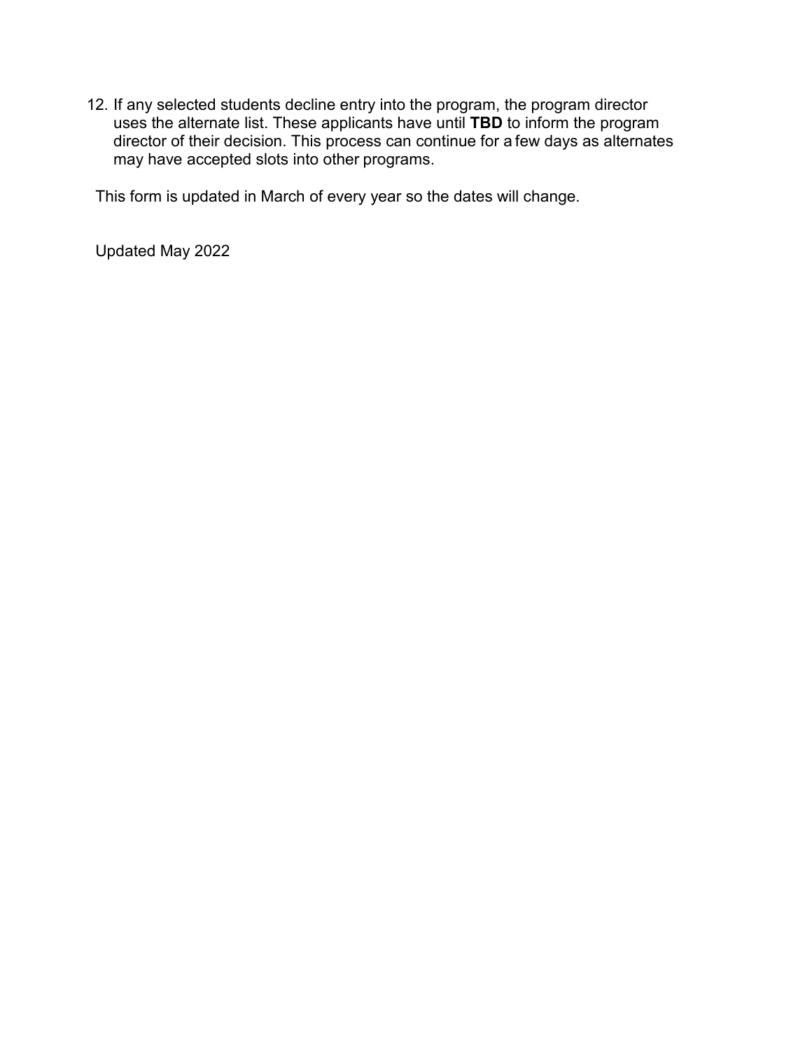12. If any selected students decline entry into the program, the program director uses the alternate list. These applicants have until **TBD** to inform the program director of their decision. This process can continue for a few days as alternates may have accepted slots into other programs.

This form is updated in March of every year so the dates will change.

Updated May 2022